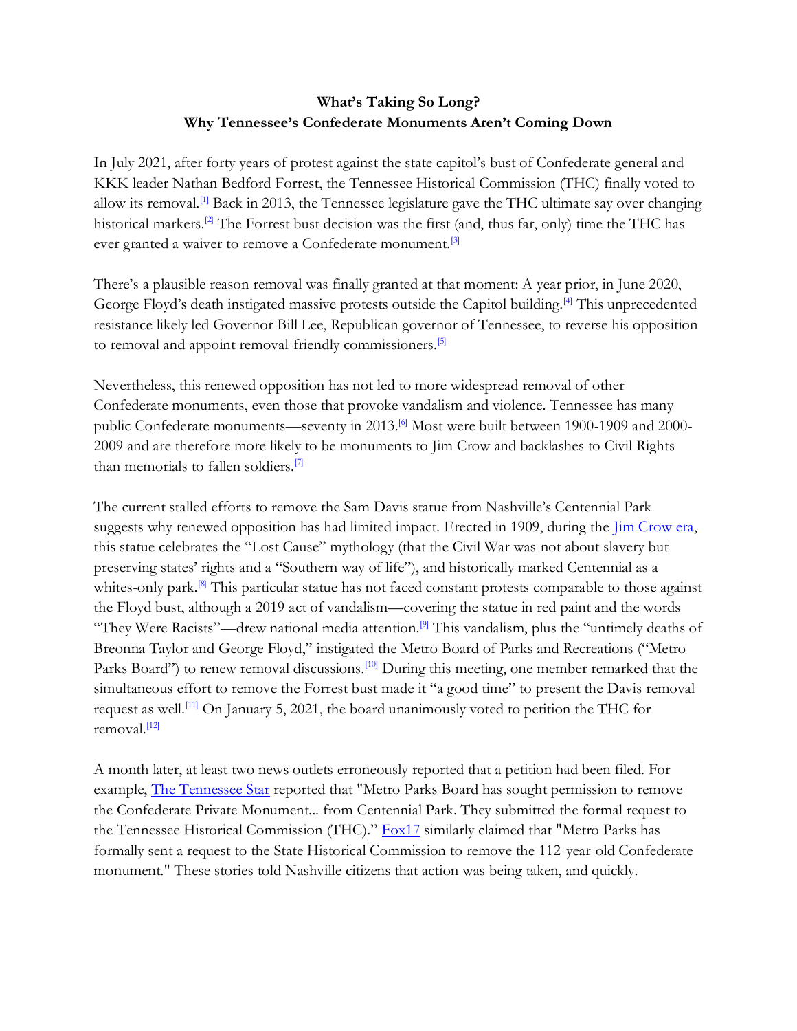**What's Taking So Long?**
**Why Tennessee's Confederate Monuments Aren't Coming Down**

In July 2021, after forty years of protest against the state capitol's bust of Confederate general and KKK leader Nathan Bedford Forrest, the Tennessee Historical Commission (THC) finally voted to allow its removal.[1] Back in 2013, the Tennessee legislature gave the THC ultimate say over changing historical markers.[2] The Forrest bust decision was the first (and, thus far, only) time the THC has ever granted a waiver to remove a Confederate monument.[3]

There's a plausible reason removal was finally granted at that moment: A year prior, in June 2020, George Floyd's death instigated massive protests outside the Capitol building.[4] This unprecedented resistance likely led Governor Bill Lee, Republican governor of Tennessee, to reverse his opposition to removal and appoint removal-friendly commissioners.[5]

Nevertheless, this renewed opposition has not led to more widespread removal of other Confederate monuments, even those that provoke vandalism and violence. Tennessee has many public Confederate monuments—seventy in 2013.[6] Most were built between 1900-1909 and 2000-2009 and are therefore more likely to be monuments to Jim Crow and backlashes to Civil Rights than memorials to fallen soldiers.[7]

The current stalled efforts to remove the Sam Davis statue from Nashville's Centennial Park suggests why renewed opposition has had limited impact. Erected in 1909, during the Jim Crow era, this statue celebrates the "Lost Cause" mythology (that the Civil War was not about slavery but preserving states' rights and a "Southern way of life"), and historically marked Centennial as a whites-only park.[8] This particular statue has not faced constant protests comparable to those against the Floyd bust, although a 2019 act of vandalism—covering the statue in red paint and the words "They Were Racists"—drew national media attention.[9] This vandalism, plus the "untimely deaths of Breonna Taylor and George Floyd," instigated the Metro Board of Parks and Recreations ("Metro Parks Board") to renew removal discussions.[10] During this meeting, one member remarked that the simultaneous effort to remove the Forrest bust made it "a good time" to present the Davis removal request as well.[11] On January 5, 2021, the board unanimously voted to petition the THC for removal.[12]

A month later, at least two news outlets erroneously reported that a petition had been filed. For example, The Tennessee Star reported that "Metro Parks Board has sought permission to remove the Confederate Private Monument... from Centennial Park. They submitted the formal request to the Tennessee Historical Commission (THC)." Fox17 similarly claimed that "Metro Parks has formally sent a request to the State Historical Commission to remove the 112-year-old Confederate monument." These stories told Nashville citizens that action was being taken, and quickly.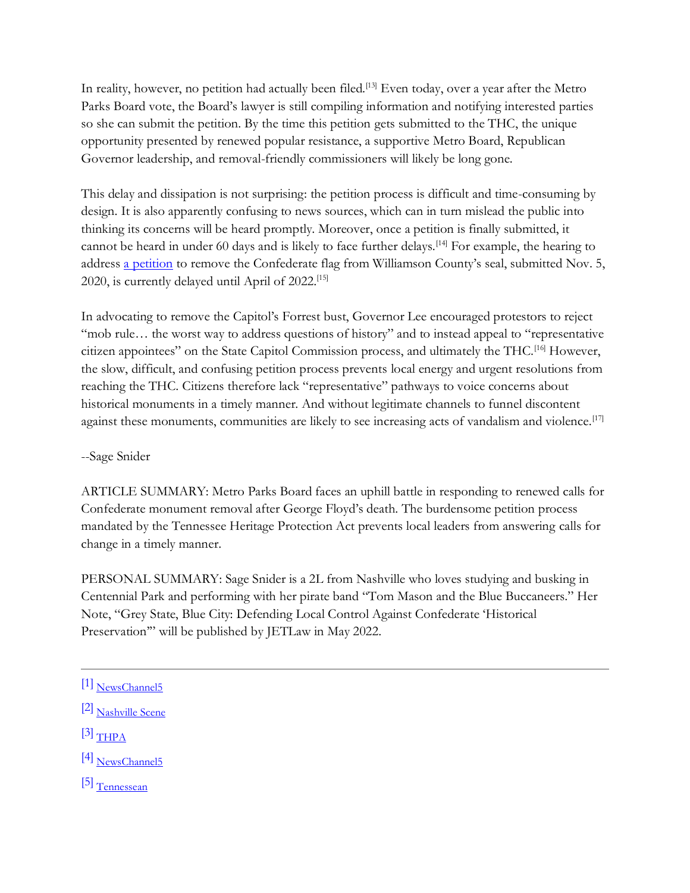In reality, however, no petition had actually been filed.[13] Even today, over a year after the Metro Parks Board vote, the Board's lawyer is still compiling information and notifying interested parties so she can submit the petition. By the time this petition gets submitted to the THC, the unique opportunity presented by renewed popular resistance, a supportive Metro Board, Republican Governor leadership, and removal-friendly commissioners will likely be long gone.

This delay and dissipation is not surprising: the petition process is difficult and time-consuming by design. It is also apparently confusing to news sources, which can in turn mislead the public into thinking its concerns will be heard promptly. Moreover, once a petition is finally submitted, it cannot be heard in under 60 days and is likely to face further delays.[14] For example, the hearing to address [a petition](#) to remove the Confederate flag from Williamson County's seal, submitted Nov. 5, 2020, is currently delayed until April of 2022.[15]

In advocating to remove the Capitol's Forrest bust, Governor Lee encouraged protestors to reject "mob rule… the worst way to address questions of history" and to instead appeal to "representative citizen appointees" on the State Capitol Commission process, and ultimately the THC.[16] However, the slow, difficult, and confusing petition process prevents local energy and urgent resolutions from reaching the THC. Citizens therefore lack "representative" pathways to voice concerns about historical monuments in a timely manner. And without legitimate channels to funnel discontent against these monuments, communities are likely to see increasing acts of vandalism and violence.[17]

--Sage Snider

ARTICLE SUMMARY: Metro Parks Board faces an uphill battle in responding to renewed calls for Confederate monument removal after George Floyd's death. The burdensome petition process mandated by the Tennessee Heritage Protection Act prevents local leaders from answering calls for change in a timely manner.

PERSONAL SUMMARY: Sage Snider is a 2L from Nashville who loves studying and busking in Centennial Park and performing with her pirate band "Tom Mason and the Blue Buccaneers." Her Note, "Grey State, Blue City: Defending Local Control Against Confederate 'Historical Preservation'" will be published by JETLaw in May 2022.

---

[1] NewsChannel5

[2] Nashville Scene

[3] THPA

[4] NewsChannel5

[5] Tennessean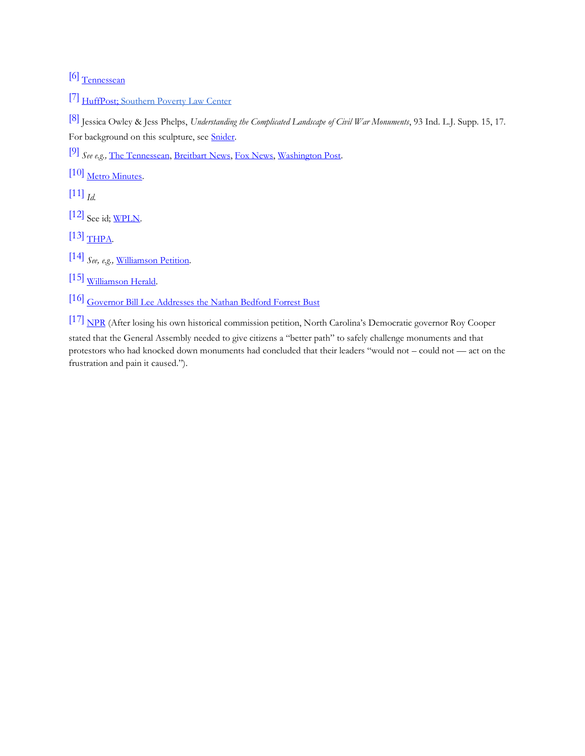[6] Tennessean

[7] HuffPost; Southern Poverty Law Center

[8] Jessica Owley & Jess Phelps, *Understanding the Complicated Landscape of Civil War Monuments*, 93 Ind. L.J. Supp. 15, 17. For background on this sculpture, see Snider.

[9] *See e.g.,* The Tennessean, Breitbart News, Fox News, Washington Post.

[10] Metro Minutes.

[11] *Id.*

[12] See id; WPLN.

[13] THPA.

[14] *See, e.g.,* Williamson Petition.

[15] Williamson Herald.

[16] Governor Bill Lee Addresses the Nathan Bedford Forrest Bust

[17] NPR (After losing his own historical commission petition, North Carolina's Democratic governor Roy Cooper stated that the General Assembly needed to give citizens a "better path" to safely challenge monuments and that protestors who had knocked down monuments had concluded that their leaders "would not – could not — act on the frustration and pain it caused.").